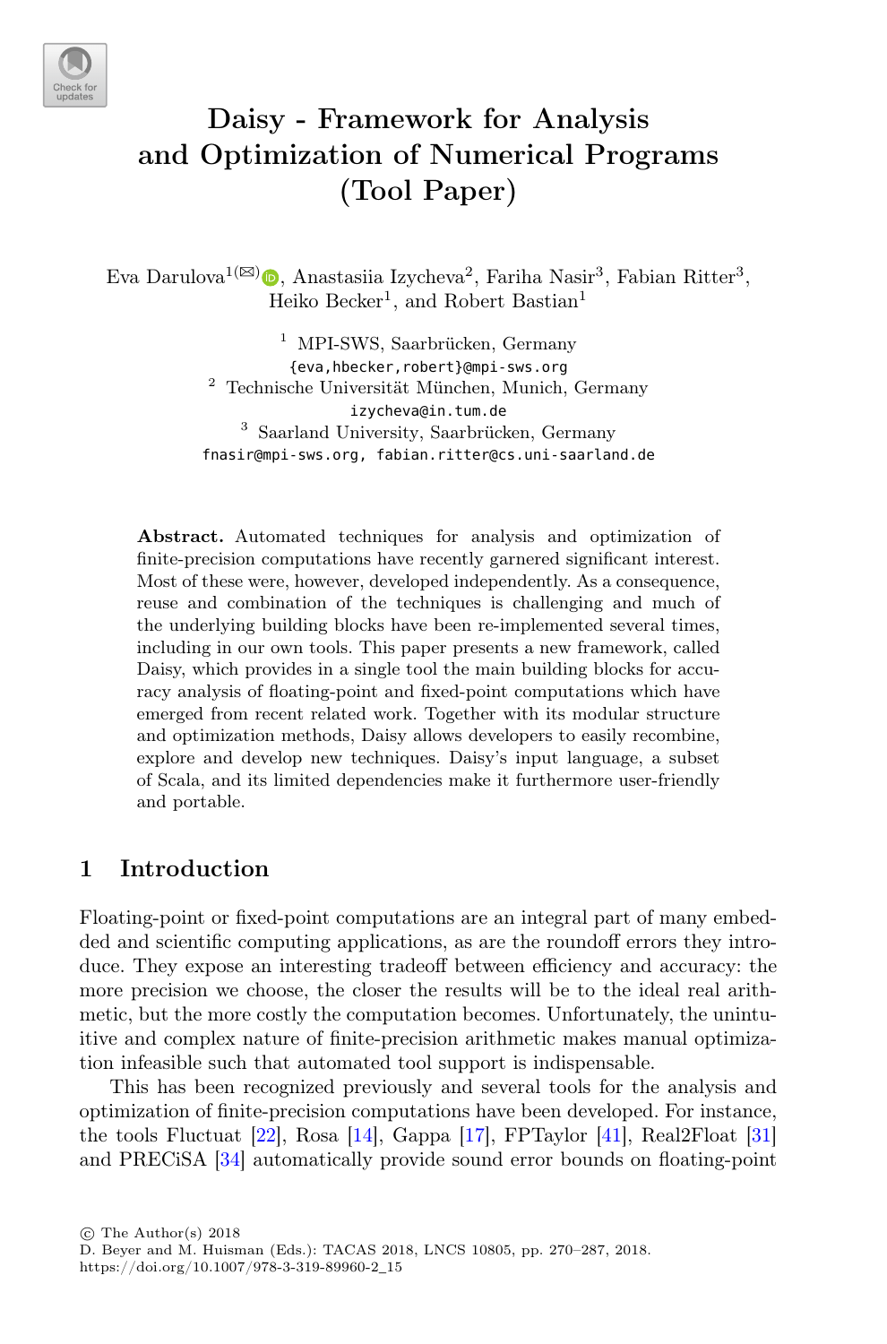# Daisy - Framework for Analysis and Optimization of Numerical Programs (Tool Paper)

Eva Darulova[1](✉), Anastasiia Izycheva[2], Fariha Nasir[3], Fabian Ritter[3], Heiko Becker[1], and Robert Bastian[1]

[1] MPI-SWS, Saarbrücken, Germany
{eva,hbecker,robert}@mpi-sws.org

[2] Technische Universität München, Munich, Germany
izycheva@in.tum.de

[3] Saarland University, Saarbrücken, Germany
fnasir@mpi-sws.org, fabian.ritter@cs.uni-saarland.de

**Abstract.** Automated techniques for analysis and optimization of finite-precision computations have recently garnered significant interest. Most of these were, however, developed independently. As a consequence, reuse and combination of the techniques is challenging and much of the underlying building blocks have been re-implemented several times, including in our own tools. This paper presents a new framework, called Daisy, which provides in a single tool the main building blocks for accuracy analysis of floating-point and fixed-point computations which have emerged from recent related work. Together with its modular structure and optimization methods, Daisy allows developers to easily recombine, explore and develop new techniques. Daisy's input language, a subset of Scala, and its limited dependencies make it furthermore user-friendly and portable.

## 1 Introduction

Floating-point or fixed-point computations are an integral part of many embedded and scientific computing applications, as are the roundoff errors they introduce. They expose an interesting tradeoff between efficiency and accuracy: the more precision we choose, the closer the results will be to the ideal real arithmetic, but the more costly the computation becomes. Unfortunately, the unintuitive and complex nature of finite-precision arithmetic makes manual optimization infeasible such that automated tool support is indispensable.

This has been recognized previously and several tools for the analysis and optimization of finite-precision computations have been developed. For instance, the tools Fluctuat [22], Rosa [14], Gappa [17], FPTaylor [41], Real2Float [31] and PRECiSA [34] automatically provide sound error bounds on floating-point

© The Author(s) 2018
D. Beyer and M. Huisman (Eds.): TACAS 2018, LNCS 10805, pp. 270–287, 2018.
https://doi.org/10.1007/978-3-319-89960-2_15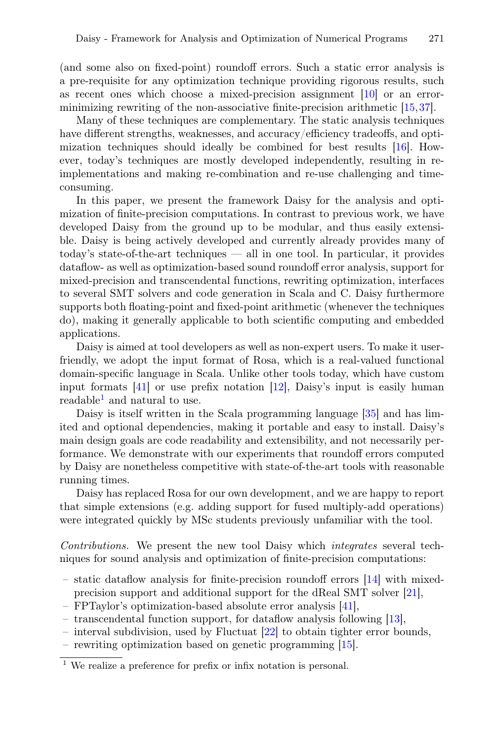(and some also on fixed-point) roundoff errors. Such a static error analysis is a pre-requisite for any optimization technique providing rigorous results, such as recent ones which choose a mixed-precision assignment [10] or an error-minimizing rewriting of the non-associative finite-precision arithmetic [15,37].

Many of these techniques are complementary. The static analysis techniques have different strengths, weaknesses, and accuracy/efficiency tradeoffs, and optimization techniques should ideally be combined for best results [16]. However, today's techniques are mostly developed independently, resulting in re-implementations and making re-combination and re-use challenging and time-consuming.

In this paper, we present the framework Daisy for the analysis and optimization of finite-precision computations. In contrast to previous work, we have developed Daisy from the ground up to be modular, and thus easily extensible. Daisy is being actively developed and currently already provides many of today's state-of-the-art techniques — all in one tool. In particular, it provides dataflow- as well as optimization-based sound roundoff error analysis, support for mixed-precision and transcendental functions, rewriting optimization, interfaces to several SMT solvers and code generation in Scala and C. Daisy furthermore supports both floating-point and fixed-point arithmetic (whenever the techniques do), making it generally applicable to both scientific computing and embedded applications.

Daisy is aimed at tool developers as well as non-expert users. To make it user-friendly, we adopt the input format of Rosa, which is a real-valued functional domain-specific language in Scala. Unlike other tools today, which have custom input formats [41] or use prefix notation [12], Daisy's input is easily human readable[1] and natural to use.

Daisy is itself written in the Scala programming language [35] and has limited and optional dependencies, making it portable and easy to install. Daisy's main design goals are code readability and extensibility, and not necessarily performance. We demonstrate with our experiments that roundoff errors computed by Daisy are nonetheless competitive with state-of-the-art tools with reasonable running times.

Daisy has replaced Rosa for our own development, and we are happy to report that simple extensions (e.g. adding support for fused multiply-add operations) were integrated quickly by MSc students previously unfamiliar with the tool.

*Contributions.* We present the new tool Daisy which *integrates* several techniques for sound analysis and optimization of finite-precision computations:

- static dataflow analysis for finite-precision roundoff errors [14] with mixed-precision support and additional support for the dReal SMT solver [21],
- FPTaylor's optimization-based absolute error analysis [41],
- transcendental function support, for dataflow analysis following [13],
- interval subdivision, used by Fluctuat [22] to obtain tighter error bounds,
- rewriting optimization based on genetic programming [15].

[1] We realize a preference for prefix or infix notation is personal.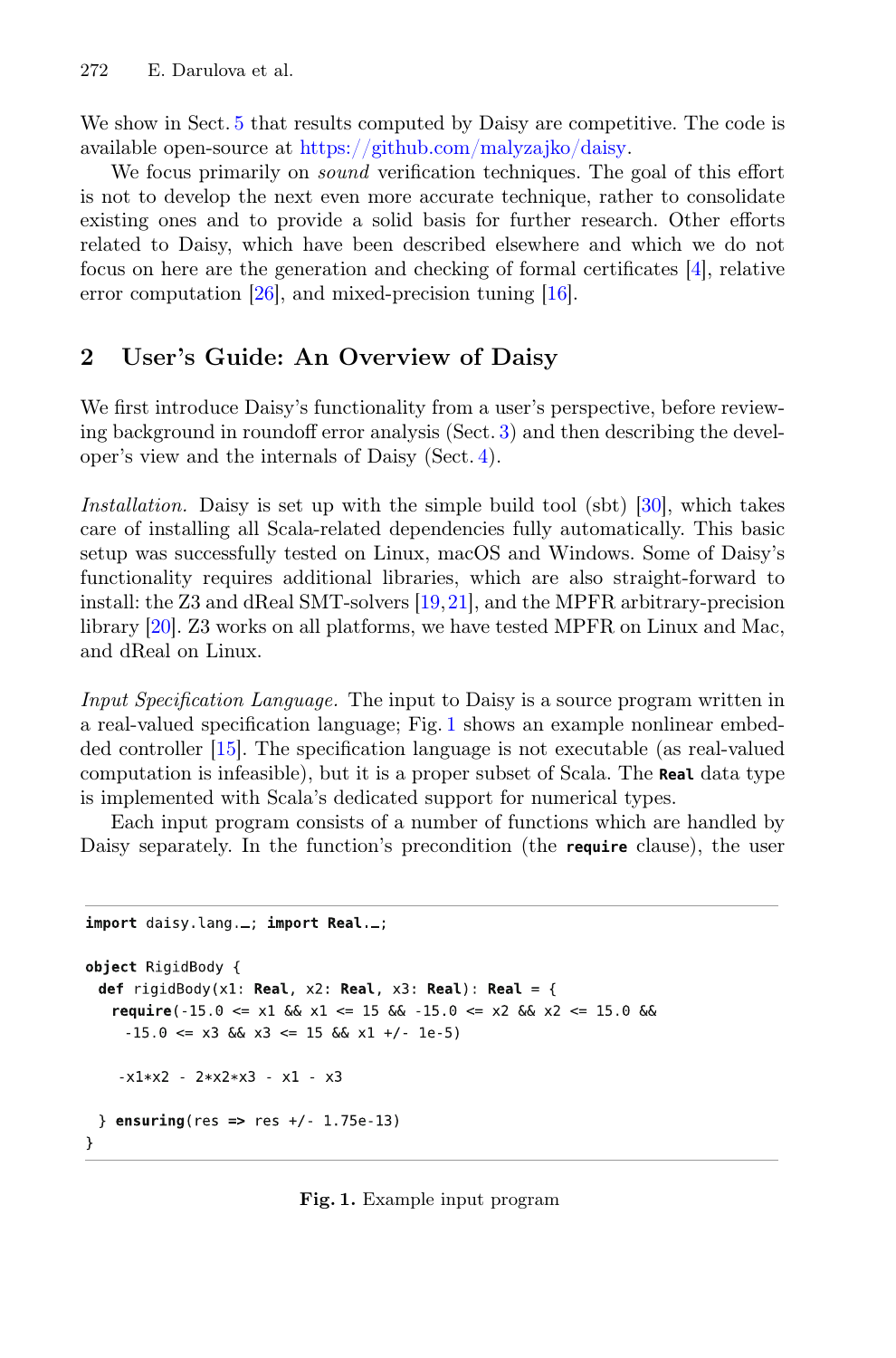We show in Sect. 5 that results computed by Daisy are competitive. The code is available open-source at https://github.com/malyzajko/daisy.

We focus primarily on *sound* verification techniques. The goal of this effort is not to develop the next even more accurate technique, rather to consolidate existing ones and to provide a solid basis for further research. Other efforts related to Daisy, which have been described elsewhere and which we do not focus on here are the generation and checking of formal certificates [4], relative error computation [26], and mixed-precision tuning [16].

## 2 User's Guide: An Overview of Daisy

We first introduce Daisy's functionality from a user's perspective, before reviewing background in roundoff error analysis (Sect. 3) and then describing the developer's view and the internals of Daisy (Sect. 4).

*Installation.* Daisy is set up with the simple build tool (sbt) [30], which takes care of installing all Scala-related dependencies fully automatically. This basic setup was successfully tested on Linux, macOS and Windows. Some of Daisy's functionality requires additional libraries, which are also straight-forward to install: the Z3 and dReal SMT-solvers [19,21], and the MPFR arbitrary-precision library [20]. Z3 works on all platforms, we have tested MPFR on Linux and Mac, and dReal on Linux.

*Input Specification Language.* The input to Daisy is a source program written in a real-valued specification language; Fig. 1 shows an example nonlinear embedded controller [15]. The specification language is not executable (as real-valued computation is infeasible), but it is a proper subset of Scala. The `Real` data type is implemented with Scala's dedicated support for numerical types.

Each input program consists of a number of functions which are handled by Daisy separately. In the function's precondition (the `require` clause), the user

```
import daisy.lang._; import Real._;

object RigidBody {
  def rigidBody(x1: Real, x2: Real, x3: Real): Real = {
    require(-15.0 <= x1 && x1 <= 15 && -15.0 <= x2 && x2 <= 15.0 &&
      -15.0 <= x3 && x3 <= 15 && x1 +/- 1e-5)

    -x1*x2 - 2*x2*x3 - x1 - x3

  } ensuring(res => res +/- 1.75e-13)
}
```

**Fig. 1.** Example input program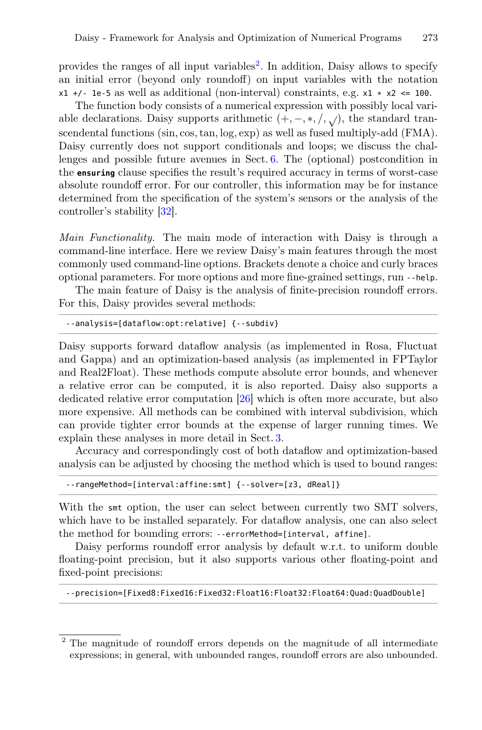provides the ranges of all input variables[2]. In addition, Daisy allows to specify an initial error (beyond only roundoff) on input variables with the notation `x1 +/- 1e-5` as well as additional (non-interval) constraints, e.g. `x1 * x2 <= 100`.

The function body consists of a numerical expression with possibly local variable declarations. Daisy supports arithmetic $(+, -, *, /, \sqrt{})$, the standard transcendental functions $(\sin, \cos, \tan, \log, \exp)$ as well as fused multiply-add (FMA). Daisy currently does not support conditionals and loops; we discuss the challenges and possible future avenues in Sect. 6. The (optional) postcondition in the **`ensuring`** clause specifies the result's required accuracy in terms of worst-case absolute roundoff error. For our controller, this information may be for instance determined from the specification of the system's sensors or the analysis of the controller's stability [32].

*Main Functionality.* The main mode of interaction with Daisy is through a command-line interface. Here we review Daisy's main features through the most commonly used command-line options. Brackets denote a choice and curly braces optional parameters. For more options and more fine-grained settings, run `--help`.

The main feature of Daisy is the analysis of finite-precision roundoff errors. For this, Daisy provides several methods:

```
--analysis=[dataflow:opt:relative] {--subdiv}
```

Daisy supports forward dataflow analysis (as implemented in Rosa, Fluctuat and Gappa) and an optimization-based analysis (as implemented in FPTaylor and Real2Float). These methods compute absolute error bounds, and whenever a relative error can be computed, it is also reported. Daisy also supports a dedicated relative error computation [26] which is often more accurate, but also more expensive. All methods can be combined with interval subdivision, which can provide tighter error bounds at the expense of larger running times. We explain these analyses in more detail in Sect. 3.

Accuracy and correspondingly cost of both dataflow and optimization-based analysis can be adjusted by choosing the method which is used to bound ranges:

```
--rangeMethod=[interval:affine:smt] {--solver=[z3, dReal]}
```

With the `smt` option, the user can select between currently two SMT solvers, which have to be installed separately. For dataflow analysis, one can also select the method for bounding errors: `--errorMethod=[interval, affine]`.

Daisy performs roundoff error analysis by default w.r.t. to uniform double floating-point precision, but it also supports various other floating-point and fixed-point precisions:

```
--precision=[Fixed8:Fixed16:Fixed32:Float16:Float32:Float64:Quad:QuadDouble]
```

---

[2] The magnitude of roundoff errors depends on the magnitude of all intermediate expressions; in general, with unbounded ranges, roundoff errors are also unbounded.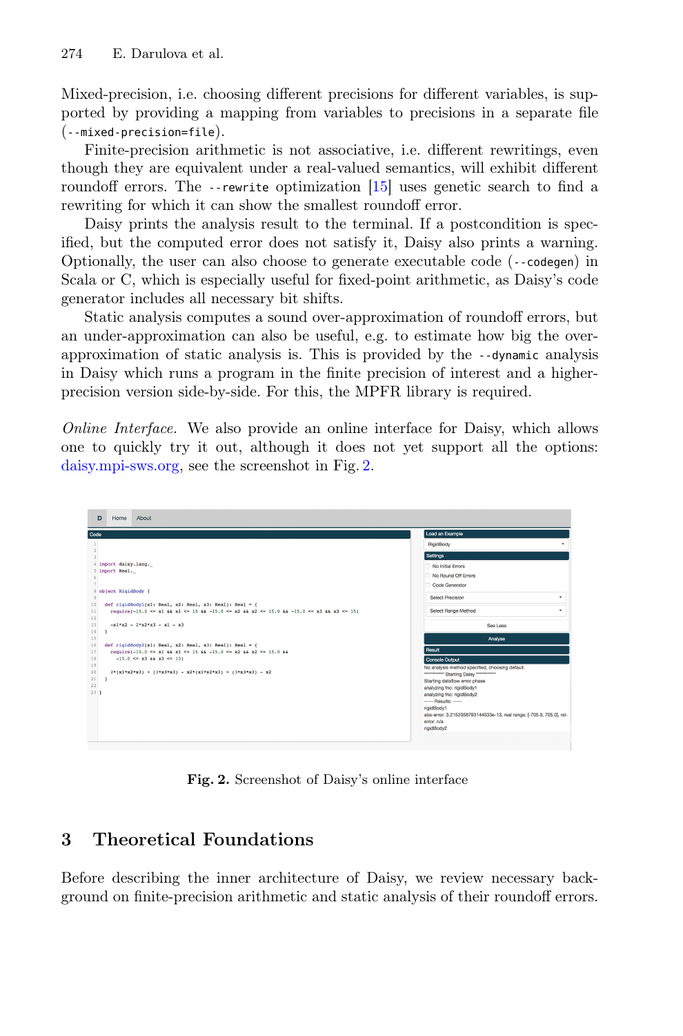Mixed-precision, i.e. choosing different precisions for different variables, is supported by providing a mapping from variables to precisions in a separate file (`--mixed-precision=file`).

Finite-precision arithmetic is not associative, i.e. different rewritings, even though they are equivalent under a real-valued semantics, will exhibit different roundoff errors. The `--rewrite` optimization [15] uses genetic search to find a rewriting for which it can show the smallest roundoff error.

Daisy prints the analysis result to the terminal. If a postcondition is specified, but the computed error does not satisfy it, Daisy also prints a warning. Optionally, the user can also choose to generate executable code (`--codegen`) in Scala or C, which is especially useful for fixed-point arithmetic, as Daisy's code generator includes all necessary bit shifts.

Static analysis computes a sound over-approximation of roundoff errors, but an under-approximation can also be useful, e.g. to estimate how big the over-approximation of static analysis is. This is provided by the `--dynamic` analysis in Daisy which runs a program in the finite precision of interest and a higher-precision version side-by-side. For this, the MPFR library is required.

*Online Interface.* We also provide an online interface for Daisy, which allows one to quickly try it out, although it does not yet support all the options: daisy.mpi-sws.org, see the screenshot in Fig. 2.

**Fig. 2.** Screenshot of Daisy's online interface

## 3 Theoretical Foundations

Before describing the inner architecture of Daisy, we review necessary background on finite-precision arithmetic and static analysis of their roundoff errors.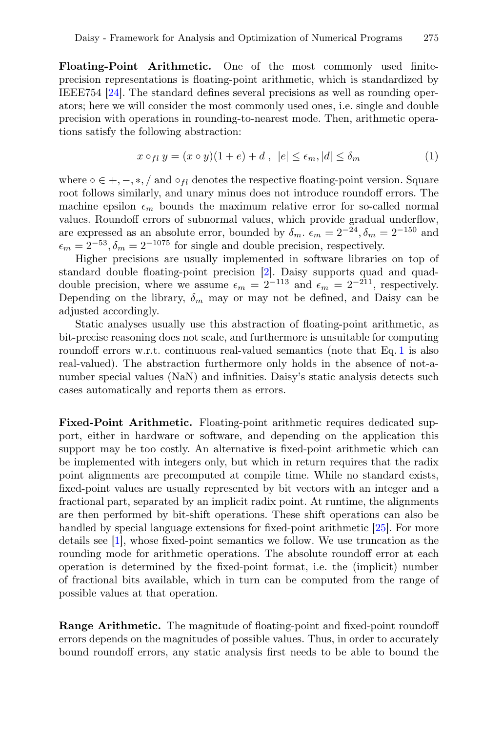**Floating-Point Arithmetic.** One of the most commonly used finite-precision representations is floating-point arithmetic, which is standardized by IEEE754 [24]. The standard defines several precisions as well as rounding operators; here we will consider the most commonly used ones, i.e. single and double precision with operations in rounding-to-nearest mode. Then, arithmetic operations satisfy the following abstraction:

$$x \circ_{fl} y = (x \circ y)(1 + e) + d \ , \ \ |e| \leq \epsilon_m, |d| \leq \delta_m \tag{1}$$

where $\circ \in +, -, *, /$ and $\circ_{fl}$ denotes the respective floating-point version. Square root follows similarly, and unary minus does not introduce roundoff errors. The machine epsilon $\epsilon_m$ bounds the maximum relative error for so-called normal values. Roundoff errors of subnormal values, which provide gradual underflow, are expressed as an absolute error, bounded by $\delta_m$. $\epsilon_m = 2^{-24}, \delta_m = 2^{-150}$ and $\epsilon_m = 2^{-53}, \delta_m = 2^{-1075}$ for single and double precision, respectively.

Higher precisions are usually implemented in software libraries on top of standard double floating-point precision [2]. Daisy supports quad and quad-double precision, where we assume $\epsilon_m = 2^{-113}$ and $\epsilon_m = 2^{-211}$, respectively. Depending on the library, $\delta_m$ may or may not be defined, and Daisy can be adjusted accordingly.

Static analyses usually use this abstraction of floating-point arithmetic, as bit-precise reasoning does not scale, and furthermore is unsuitable for computing roundoff errors w.r.t. continuous real-valued semantics (note that Eq. 1 is also real-valued). The abstraction furthermore only holds in the absence of not-a-number special values (NaN) and infinities. Daisy's static analysis detects such cases automatically and reports them as errors.

**Fixed-Point Arithmetic.** Floating-point arithmetic requires dedicated support, either in hardware or software, and depending on the application this support may be too costly. An alternative is fixed-point arithmetic which can be implemented with integers only, but which in return requires that the radix point alignments are precomputed at compile time. While no standard exists, fixed-point values are usually represented by bit vectors with an integer and a fractional part, separated by an implicit radix point. At runtime, the alignments are then performed by bit-shift operations. These shift operations can also be handled by special language extensions for fixed-point arithmetic [25]. For more details see [1], whose fixed-point semantics we follow. We use truncation as the rounding mode for arithmetic operations. The absolute roundoff error at each operation is determined by the fixed-point format, i.e. the (implicit) number of fractional bits available, which in turn can be computed from the range of possible values at that operation.

**Range Arithmetic.** The magnitude of floating-point and fixed-point roundoff errors depends on the magnitudes of possible values. Thus, in order to accurately bound roundoff errors, any static analysis first needs to be able to bound the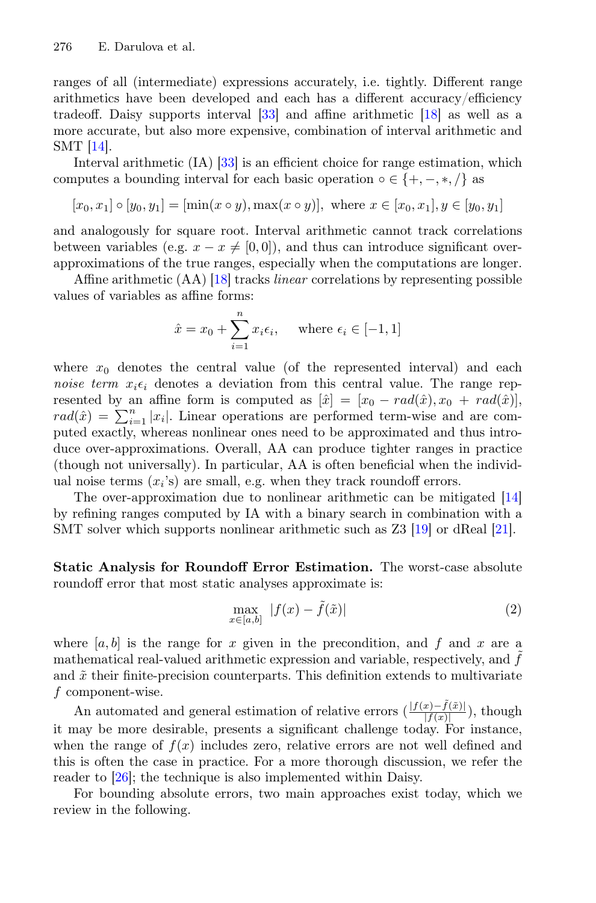ranges of all (intermediate) expressions accurately, i.e. tightly. Different range arithmetics have been developed and each has a different accuracy/efficiency tradeoff. Daisy supports interval [33] and affine arithmetic [18] as well as a more accurate, but also more expensive, combination of interval arithmetic and SMT [14].

Interval arithmetic (IA) [33] is an efficient choice for range estimation, which computes a bounding interval for each basic operation $\circ \in \{+, -, *, /\}$ as

$$[x_0, x_1] \circ [y_0, y_1] = [\min(x \circ y), \max(x \circ y)], \text{ where } x \in [x_0, x_1], y \in [y_0, y_1]$$

and analogously for square root. Interval arithmetic cannot track correlations between variables (e.g. $x - x \neq [0, 0]$), and thus can introduce significant over-approximations of the true ranges, especially when the computations are longer.

Affine arithmetic (AA) [18] tracks *linear* correlations by representing possible values of variables as affine forms:

$$\hat{x} = x_0 + \sum_{i=1}^{n} x_i \epsilon_i, \quad \text{where } \epsilon_i \in [-1, 1]$$

where $x_0$ denotes the central value (of the represented interval) and each *noise term* $x_i \epsilon_i$ denotes a deviation from this central value. The range represented by an affine form is computed as $[\hat{x}] = [x_0 - rad(\hat{x}), x_0 + rad(\hat{x})]$, $rad(\hat{x}) = \sum_{i=1}^{n} |x_i|$. Linear operations are performed term-wise and are computed exactly, whereas nonlinear ones need to be approximated and thus introduce over-approximations. Overall, AA can produce tighter ranges in practice (though not universally). In particular, AA is often beneficial when the individual noise terms ($x_i$'s) are small, e.g. when they track roundoff errors.

The over-approximation due to nonlinear arithmetic can be mitigated [14] by refining ranges computed by IA with a binary search in combination with a SMT solver which supports nonlinear arithmetic such as Z3 [19] or dReal [21].

**Static Analysis for Roundoff Error Estimation.** The worst-case absolute roundoff error that most static analyses approximate is:

$$\max_{x \in [a,b]} |f(x) - \tilde{f}(\tilde{x})| \tag{2}$$

where $[a, b]$ is the range for $x$ given in the precondition, and $f$ and $x$ are a mathematical real-valued arithmetic expression and variable, respectively, and $\tilde{f}$ and $\tilde{x}$ their finite-precision counterparts. This definition extends to multivariate $f$ component-wise.

An automated and general estimation of relative errors ($\frac{|f(x) - \tilde{f}(\tilde{x})|}{|f(x)|}$), though it may be more desirable, presents a significant challenge today. For instance, when the range of $f(x)$ includes zero, relative errors are not well defined and this is often the case in practice. For a more thorough discussion, we refer the reader to [26]; the technique is also implemented within Daisy.

For bounding absolute errors, two main approaches exist today, which we review in the following.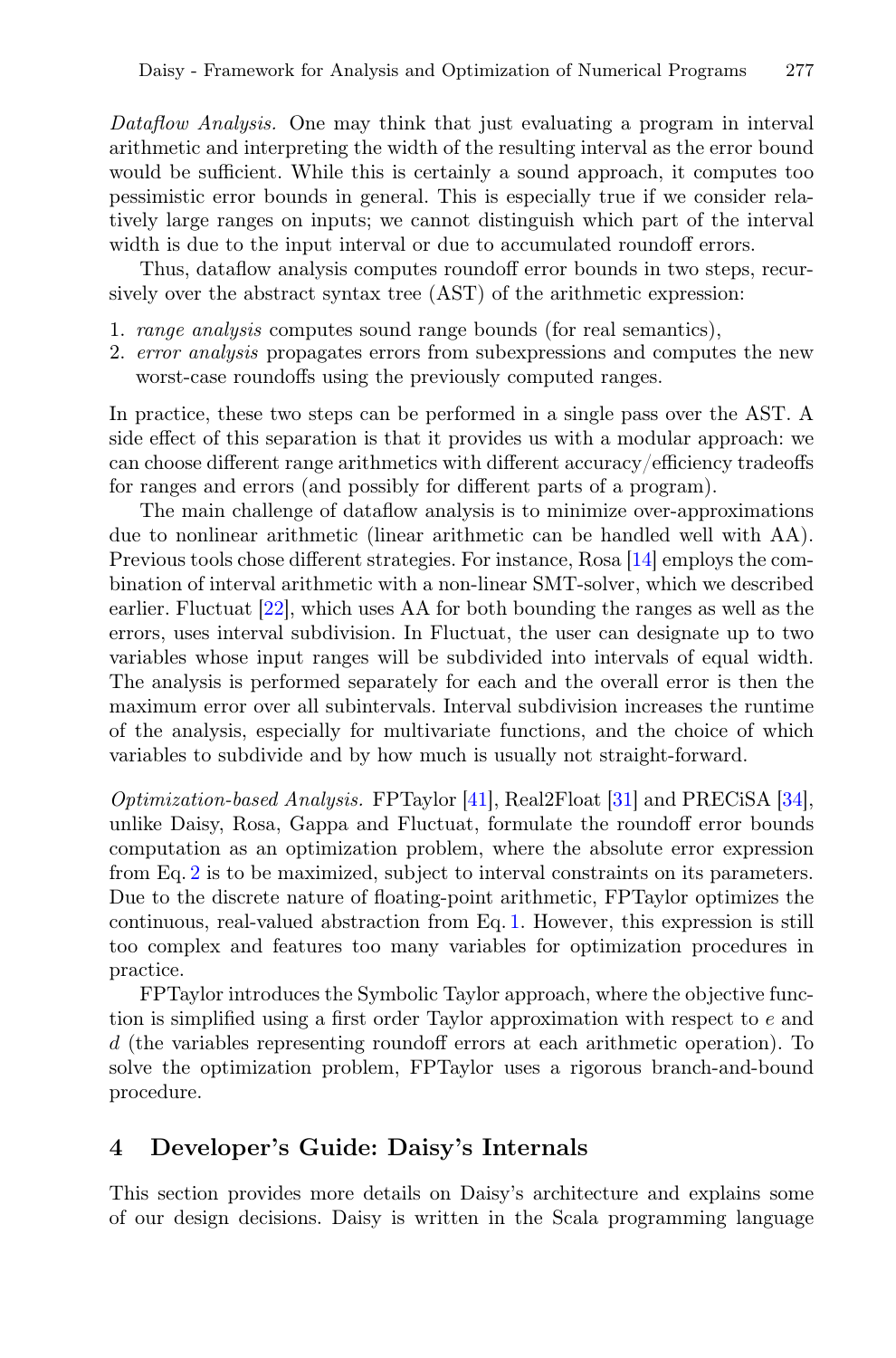*Dataflow Analysis.* One may think that just evaluating a program in interval arithmetic and interpreting the width of the resulting interval as the error bound would be sufficient. While this is certainly a sound approach, it computes too pessimistic error bounds in general. This is especially true if we consider relatively large ranges on inputs; we cannot distinguish which part of the interval width is due to the input interval or due to accumulated roundoff errors.

Thus, dataflow analysis computes roundoff error bounds in two steps, recursively over the abstract syntax tree (AST) of the arithmetic expression:

1. *range analysis* computes sound range bounds (for real semantics),
2. *error analysis* propagates errors from subexpressions and computes the new worst-case roundoffs using the previously computed ranges.

In practice, these two steps can be performed in a single pass over the AST. A side effect of this separation is that it provides us with a modular approach: we can choose different range arithmetics with different accuracy/efficiency tradeoffs for ranges and errors (and possibly for different parts of a program).

The main challenge of dataflow analysis is to minimize over-approximations due to nonlinear arithmetic (linear arithmetic can be handled well with AA). Previous tools chose different strategies. For instance, Rosa [14] employs the combination of interval arithmetic with a non-linear SMT-solver, which we described earlier. Fluctuat [22], which uses AA for both bounding the ranges as well as the errors, uses interval subdivision. In Fluctuat, the user can designate up to two variables whose input ranges will be subdivided into intervals of equal width. The analysis is performed separately for each and the overall error is then the maximum error over all subintervals. Interval subdivision increases the runtime of the analysis, especially for multivariate functions, and the choice of which variables to subdivide and by how much is usually not straight-forward.

*Optimization-based Analysis.* FPTaylor [41], Real2Float [31] and PRECiSA [34], unlike Daisy, Rosa, Gappa and Fluctuat, formulate the roundoff error bounds computation as an optimization problem, where the absolute error expression from Eq. 2 is to be maximized, subject to interval constraints on its parameters. Due to the discrete nature of floating-point arithmetic, FPTaylor optimizes the continuous, real-valued abstraction from Eq. 1. However, this expression is still too complex and features too many variables for optimization procedures in practice.

FPTaylor introduces the Symbolic Taylor approach, where the objective function is simplified using a first order Taylor approximation with respect to $e$ and $d$ (the variables representing roundoff errors at each arithmetic operation). To solve the optimization problem, FPTaylor uses a rigorous branch-and-bound procedure.

## 4 Developer's Guide: Daisy's Internals

This section provides more details on Daisy's architecture and explains some of our design decisions. Daisy is written in the Scala programming language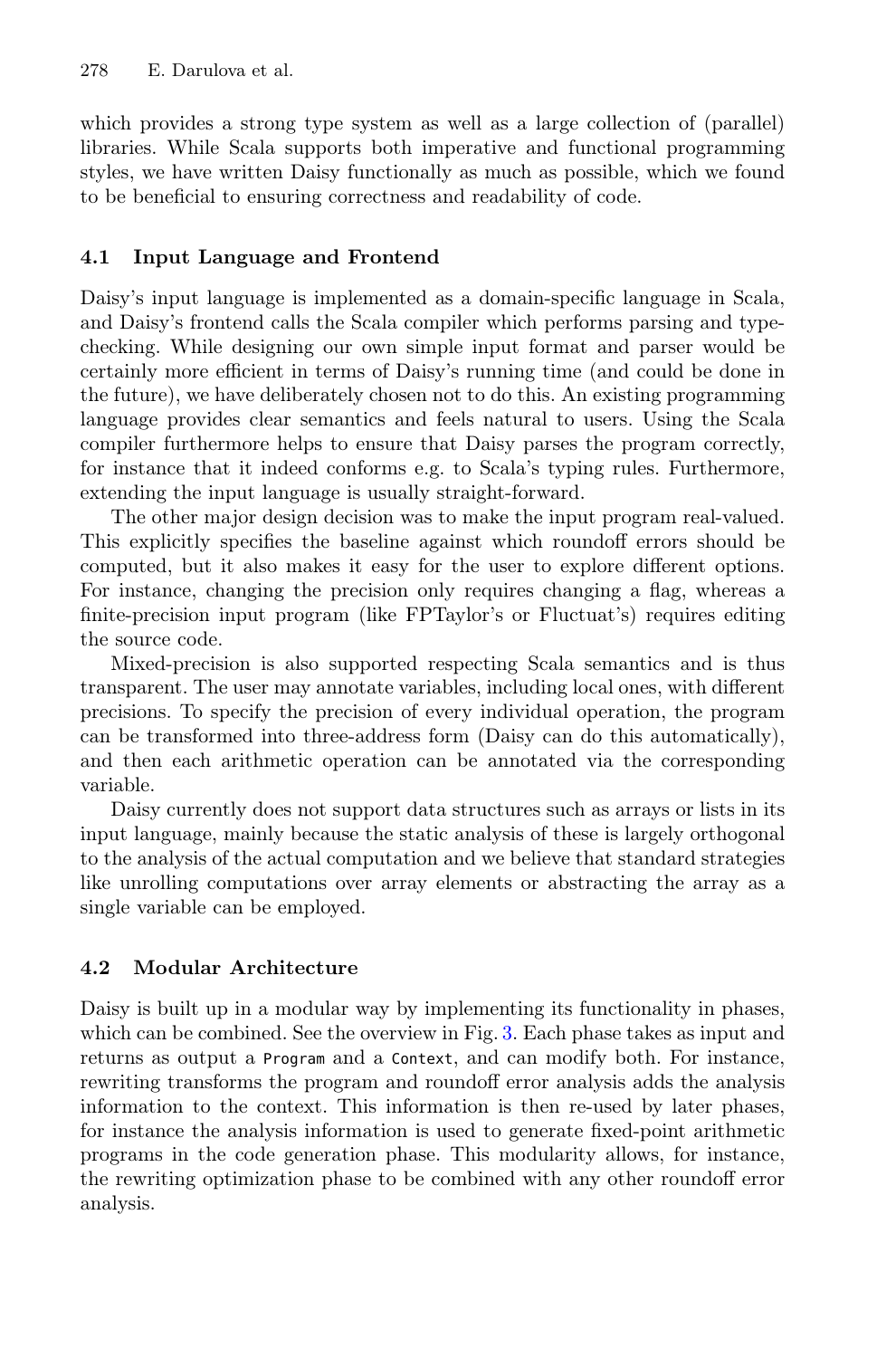which provides a strong type system as well as a large collection of (parallel) libraries. While Scala supports both imperative and functional programming styles, we have written Daisy functionally as much as possible, which we found to be beneficial to ensuring correctness and readability of code.

### 4.1 Input Language and Frontend

Daisy's input language is implemented as a domain-specific language in Scala, and Daisy's frontend calls the Scala compiler which performs parsing and type-checking. While designing our own simple input format and parser would be certainly more efficient in terms of Daisy's running time (and could be done in the future), we have deliberately chosen not to do this. An existing programming language provides clear semantics and feels natural to users. Using the Scala compiler furthermore helps to ensure that Daisy parses the program correctly, for instance that it indeed conforms e.g. to Scala's typing rules. Furthermore, extending the input language is usually straight-forward.

The other major design decision was to make the input program real-valued. This explicitly specifies the baseline against which roundoff errors should be computed, but it also makes it easy for the user to explore different options. For instance, changing the precision only requires changing a flag, whereas a finite-precision input program (like FPTaylor's or Fluctuat's) requires editing the source code.

Mixed-precision is also supported respecting Scala semantics and is thus transparent. The user may annotate variables, including local ones, with different precisions. To specify the precision of every individual operation, the program can be transformed into three-address form (Daisy can do this automatically), and then each arithmetic operation can be annotated via the corresponding variable.

Daisy currently does not support data structures such as arrays or lists in its input language, mainly because the static analysis of these is largely orthogonal to the analysis of the actual computation and we believe that standard strategies like unrolling computations over array elements or abstracting the array as a single variable can be employed.

### 4.2 Modular Architecture

Daisy is built up in a modular way by implementing its functionality in phases, which can be combined. See the overview in Fig. 3. Each phase takes as input and returns as output a `Program` and a `Context`, and can modify both. For instance, rewriting transforms the program and roundoff error analysis adds the analysis information to the context. This information is then re-used by later phases, for instance the analysis information is used to generate fixed-point arithmetic programs in the code generation phase. This modularity allows, for instance, the rewriting optimization phase to be combined with any other roundoff error analysis.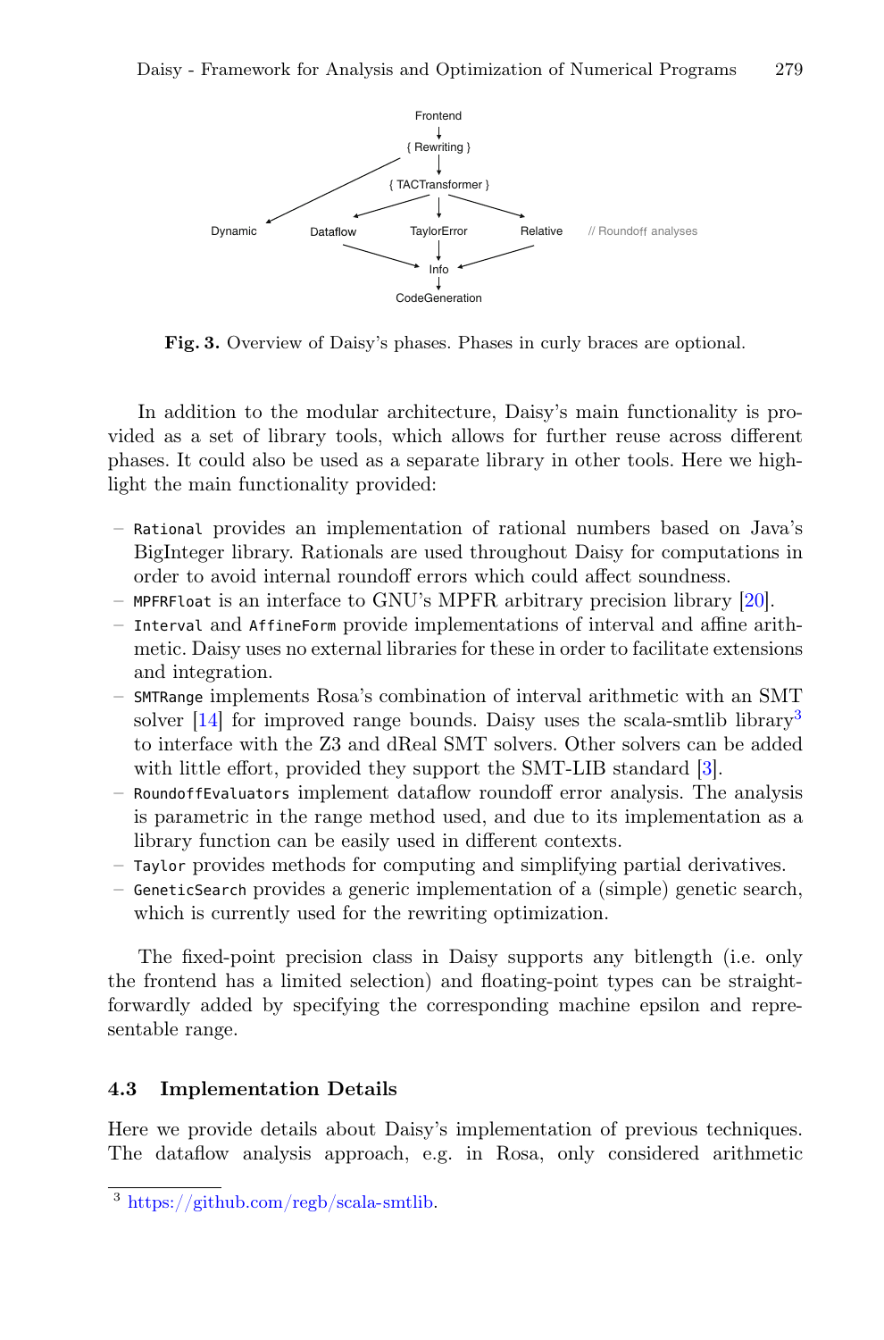Frontend

{ Rewriting }

{ TACTransformer }

Dynamic   Dataflow   TaylorError   Relative   // Roundoff analyses

Info

CodeGeneration

**Fig. 3.** Overview of Daisy's phases. Phases in curly braces are optional.

In addition to the modular architecture, Daisy's main functionality is provided as a set of library tools, which allows for further reuse across different phases. It could also be used as a separate library in other tools. Here we highlight the main functionality provided:

- `Rational` provides an implementation of rational numbers based on Java's BigInteger library. Rationals are used throughout Daisy for computations in order to avoid internal roundoff errors which could affect soundness.
- `MPFRFloat` is an interface to GNU's MPFR arbitrary precision library [20].
- `Interval` and `AffineForm` provide implementations of interval and affine arithmetic. Daisy uses no external libraries for these in order to facilitate extensions and integration.
- `SMTRange` implements Rosa's combination of interval arithmetic with an SMT solver [14] for improved range bounds. Daisy uses the scala-smtlib library[3] to interface with the Z3 and dReal SMT solvers. Other solvers can be added with little effort, provided they support the SMT-LIB standard [3].
- `RoundoffEvaluators` implement dataflow roundoff error analysis. The analysis is parametric in the range method used, and due to its implementation as a library function can be easily used in different contexts.
- `Taylor` provides methods for computing and simplifying partial derivatives.
- `GeneticSearch` provides a generic implementation of a (simple) genetic search, which is currently used for the rewriting optimization.

The fixed-point precision class in Daisy supports any bitlength (i.e. only the frontend has a limited selection) and floating-point types can be straightforwardly added by specifying the corresponding machine epsilon and representable range.

### 4.3 Implementation Details

Here we provide details about Daisy's implementation of previous techniques. The dataflow analysis approach, e.g. in Rosa, only considered arithmetic

[3] https://github.com/regb/scala-smtlib.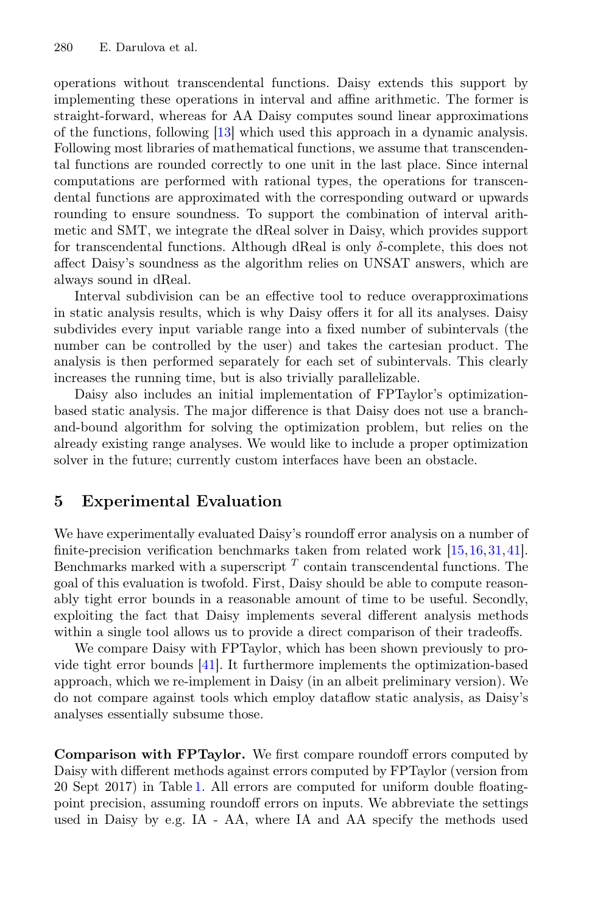operations without transcendental functions. Daisy extends this support by implementing these operations in interval and affine arithmetic. The former is straight-forward, whereas for AA Daisy computes sound linear approximations of the functions, following [13] which used this approach in a dynamic analysis. Following most libraries of mathematical functions, we assume that transcendental functions are rounded correctly to one unit in the last place. Since internal computations are performed with rational types, the operations for transcendental functions are approximated with the corresponding outward or upwards rounding to ensure soundness. To support the combination of interval arithmetic and SMT, we integrate the dReal solver in Daisy, which provides support for transcendental functions. Although dReal is only $\delta$-complete, this does not affect Daisy's soundness as the algorithm relies on UNSAT answers, which are always sound in dReal.

Interval subdivision can be an effective tool to reduce overapproximations in static analysis results, which is why Daisy offers it for all its analyses. Daisy subdivides every input variable range into a fixed number of subintervals (the number can be controlled by the user) and takes the cartesian product. The analysis is then performed separately for each set of subintervals. This clearly increases the running time, but is also trivially parallelizable.

Daisy also includes an initial implementation of FPTaylor's optimization-based static analysis. The major difference is that Daisy does not use a branch-and-bound algorithm for solving the optimization problem, but relies on the already existing range analyses. We would like to include a proper optimization solver in the future; currently custom interfaces have been an obstacle.

## 5 Experimental Evaluation

We have experimentally evaluated Daisy's roundoff error analysis on a number of finite-precision verification benchmarks taken from related work [15,16,31,41]. Benchmarks marked with a superscript $^T$ contain transcendental functions. The goal of this evaluation is twofold. First, Daisy should be able to compute reasonably tight error bounds in a reasonable amount of time to be useful. Secondly, exploiting the fact that Daisy implements several different analysis methods within a single tool allows us to provide a direct comparison of their tradeoffs.

We compare Daisy with FPTaylor, which has been shown previously to provide tight error bounds [41]. It furthermore implements the optimization-based approach, which we re-implement in Daisy (in an albeit preliminary version). We do not compare against tools which employ dataflow static analysis, as Daisy's analyses essentially subsume those.

**Comparison with FPTaylor.** We first compare roundoff errors computed by Daisy with different methods against errors computed by FPTaylor (version from 20 Sept 2017) in Table 1. All errors are computed for uniform double floating-point precision, assuming roundoff errors on inputs. We abbreviate the settings used in Daisy by e.g. IA - AA, where IA and AA specify the methods used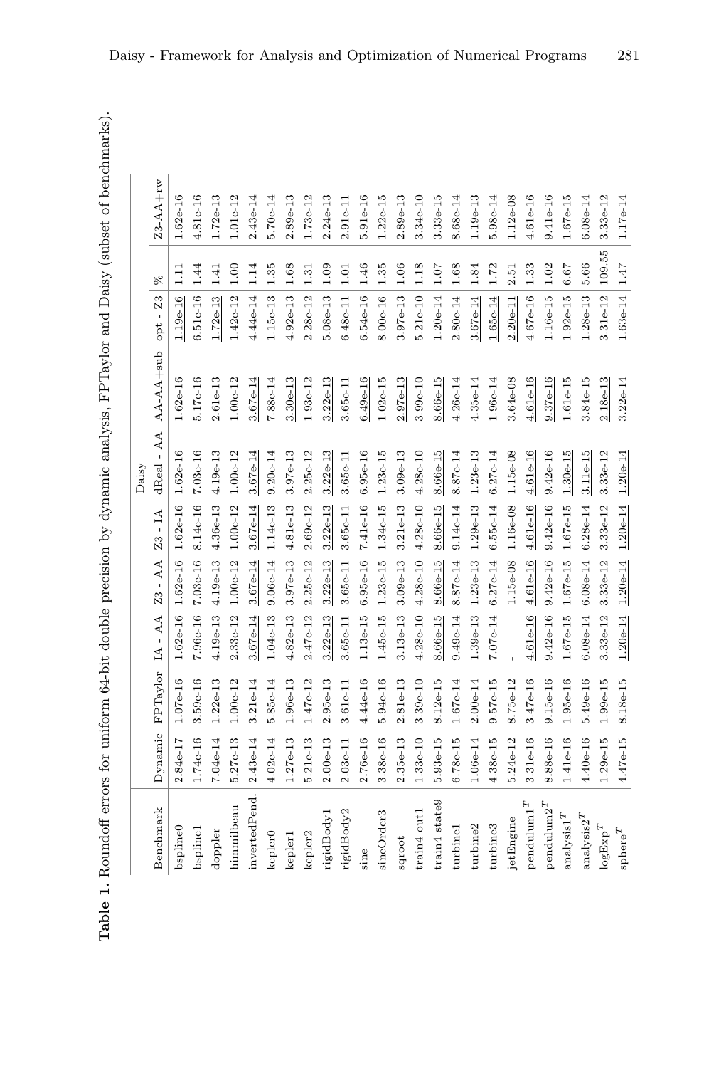**Table 1.** Roundoff errors for uniform 64-bit double precision by dynamic analysis, FPTaylor and Daisy (subset of benchmarks).

| Benchmark | Dynamic | FPTaylor | Daisy | | | | | | | |
|---|---|---|---|---|---|---|---|---|---|---|
| | | | IA - AA | Z3 - AA | Z3 - IA | dReal - AA | AA-AA+sub | opt - Z3 | % | Z3-AA+rw |
| bspline0 | 2.84e-17 | 1.07e-16 | 1.62e-16 | 1.62e-16 | 1.62e-16 | 1.62e-16 | 1.62e-16 | 1.19e-16 | 1.11 | 1.62e-16 |
| bspline1 | 1.74e-16 | 3.59e-16 | 7.96e-16 | 7.03e-16 | 8.14e-16 | 7.03e-16 | 5.17e-16 | 6.51e-16 | 1.44 | 4.81e-16 |
| doppler | 7.04e-14 | 1.22e-13 | 4.19e-13 | 4.19e-13 | 4.36e-13 | 4.19e-13 | 2.61e-13 | 1.72e-13 | 1.41 | 1.72e-13 |
| himmilbeau | 5.27e-13 | 1.00e-12 | 2.33e-12 | 1.00e-12 | 1.00e-12 | 1.00e-12 | 1.00e-12 | 1.42e-12 | 1.00 | 1.01e-12 |
| invertedPend. | 2.43e-14 | 3.21e-14 | 3.67e-14 | 3.67e-14 | 3.67e-14 | 3.67e-14 | 3.67e-14 | 4.44e-14 | 1.14 | 2.43e-14 |
| kepler0 | 4.02e-14 | 5.85e-14 | 1.04e-13 | 9.06e-14 | 1.14e-13 | 9.20e-14 | 7.88e-14 | 1.15e-13 | 1.35 | 5.70e-14 |
| kepler1 | 1.27e-13 | 1.96e-13 | 4.82e-13 | 3.97e-13 | 4.81e-13 | 3.97e-13 | 3.30e-13 | 4.92e-13 | 1.68 | 2.89e-13 |
| kepler2 | 5.21e-13 | 1.47e-12 | 2.47e-12 | 2.25e-12 | 2.69e-12 | 2.25e-12 | 1.93e-12 | 2.28e-12 | 1.31 | 1.73e-12 |
| rigidBody1 | 2.00e-13 | 2.95e-13 | 3.22e-13 | 3.22e-13 | 3.22e-13 | 3.22e-13 | 3.22e-13 | 5.08e-13 | 1.09 | 2.24e-13 |
| rigidBody2 | 2.03e-11 | 3.61e-11 | 3.65e-11 | 3.65e-11 | 3.65e-11 | 3.65e-11 | 3.65e-11 | 6.48e-11 | 1.01 | 2.91e-11 |
| sine | 2.76e-16 | 4.44e-16 | 1.13e-15 | 6.95e-16 | 7.41e-16 | 6.95e-16 | 6.49e-16 | 6.54e-16 | 1.46 | 5.91e-16 |
| sineOrder3 | 3.38e-16 | 5.94e-16 | 1.45e-15 | 1.23e-15 | 1.34e-15 | 1.23e-15 | 1.02e-15 | 8.00e-16 | 1.35 | 1.22e-15 |
| sqroot | 2.35e-13 | 2.81e-13 | 3.13e-13 | 3.09e-13 | 3.21e-13 | 3.09e-13 | 2.97e-13 | 3.97e-13 | 1.06 | 2.89e-13 |
| train4 out1 | 1.33e-10 | 3.39e-10 | 4.28e-10 | 4.28e-10 | 4.28e-10 | 4.28e-10 | 3.99e-10 | 5.21e-10 | 1.18 | 3.34e-10 |
| train4 state9 | 5.93e-15 | 8.12e-15 | 8.66e-15 | 8.66e-15 | 8.66e-15 | 8.66e-15 | 8.66e-15 | 1.20e-14 | 1.07 | 3.33e-15 |
| turbine1 | 6.78e-15 | 1.67e-14 | 9.49e-14 | 8.87e-14 | 9.14e-14 | 8.87e-14 | 4.26e-14 | 2.80e-14 | 1.68 | 8.68e-14 |
| turbine2 | 1.06e-14 | 2.00e-14 | 1.39e-13 | 1.23e-13 | 1.29e-13 | 1.23e-13 | 4.35e-14 | 3.67e-14 | 1.84 | 1.19e-13 |
| turbine3 | 4.38e-15 | 9.57e-15 | 7.07e-14 | 6.27e-14 | 6.55e-14 | 6.27e-14 | 1.96e-14 | 1.65e-14 | 1.72 | 5.98e-14 |
| jetEngine | 5.24e-12 | 8.75e-12 | - | 1.15e-08 | 1.16e-08 | 1.15e-08 | 3.64e-08 | 2.20e-11 | 2.51 | 1.12e-08 |
| pendulum1$^T$ | 3.31e-16 | 3.47e-16 | 4.61e-16 | 4.61e-16 | 4.61e-16 | 4.61e-16 | 4.61e-16 | 4.67e-16 | 1.33 | 4.61e-16 |
| pendulum2$^T$ | 8.88e-16 | 9.15e-16 | 9.42e-16 | 9.42e-16 | 9.42e-16 | 9.42e-16 | 9.37e-16 | 1.16e-15 | 1.02 | 9.41e-16 |
| analysis1$^T$ | 1.41e-16 | 1.95e-16 | 1.67e-15 | 1.67e-15 | 1.67e-15 | 1.30e-15 | 1.61e-15 | 1.92e-15 | 6.67 | 1.67e-15 |
| analysis2$^T$ | 4.40e-16 | 5.49e-16 | 6.08e-14 | 6.08e-14 | 6.28e-14 | 3.11e-15 | 3.84e-15 | 1.28e-13 | 5.66 | 6.08e-14 |
| logExp$^T$ | 1.29e-15 | 1.99e-15 | 3.33e-12 | 3.33e-12 | 3.33e-12 | 3.33e-12 | 2.18e-13 | 3.31e-12 | 109.55 | 3.33e-12 |
| sphere$^T$ | 4.47e-15 | 8.18e-15 | 1.20e-14 | 1.20e-14 | 1.20e-14 | 1.20e-14 | 3.22e-14 | 1.63e-14 | 1.47 | 1.17e-14 |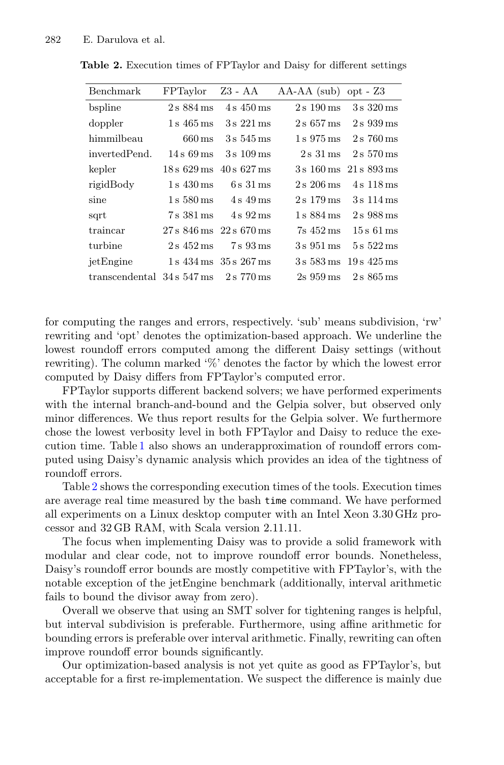**Table 2.** Execution times of FPTaylor and Daisy for different settings

| Benchmark | FPTaylor | Z3 - AA | AA-AA (sub) | opt - Z3 |
|---|---|---|---|---|
| bspline | 2 s 884 ms | 4 s 450 ms | 2 s 190 ms | 3 s 320 ms |
| doppler | 1 s 465 ms | 3 s 221 ms | 2 s 657 ms | 2 s 939 ms |
| himmilbeau | 660 ms | 3 s 545 ms | 1 s 975 ms | 2 s 760 ms |
| invertedPend. | 14 s 69 ms | 3 s 109 ms | 2 s 31 ms | 2 s 570 ms |
| kepler | 18 s 629 ms | 40 s 627 ms | 3 s 160 ms | 21 s 893 ms |
| rigidBody | 1 s 430 ms | 6 s 31 ms | 2 s 206 ms | 4 s 118 ms |
| sine | 1 s 580 ms | 4 s 49 ms | 2 s 179 ms | 3 s 114 ms |
| sqrt | 7 s 381 ms | 4 s 92 ms | 1 s 884 ms | 2 s 988 ms |
| traincar | 27 s 846 ms | 22 s 670 ms | 7s 452 ms | 15 s 61 ms |
| turbine | 2 s 452 ms | 7 s 93 ms | 3 s 951 ms | 5 s 522 ms |
| jetEngine | 1 s 434 ms | 35 s 267 ms | 3 s 583 ms | 19 s 425 ms |
| transcendental | 34 s 547 ms | 2 s 770 ms | 2s 959 ms | 2 s 865 ms |

for computing the ranges and errors, respectively. 'sub' means subdivision, 'rw' rewriting and 'opt' denotes the optimization-based approach. We underline the lowest roundoff errors computed among the different Daisy settings (without rewriting). The column marked '%' denotes the factor by which the lowest error computed by Daisy differs from FPTaylor's computed error.

FPTaylor supports different backend solvers; we have performed experiments with the internal branch-and-bound and the Gelpia solver, but observed only minor differences. We thus report results for the Gelpia solver. We furthermore chose the lowest verbosity level in both FPTaylor and Daisy to reduce the execution time. Table 1 also shows an underapproximation of roundoff errors computed using Daisy's dynamic analysis which provides an idea of the tightness of roundoff errors.

Table 2 shows the corresponding execution times of the tools. Execution times are average real time measured by the bash `time` command. We have performed all experiments on a Linux desktop computer with an Intel Xeon 3.30 GHz processor and 32 GB RAM, with Scala version 2.11.11.

The focus when implementing Daisy was to provide a solid framework with modular and clear code, not to improve roundoff error bounds. Nonetheless, Daisy's roundoff error bounds are mostly competitive with FPTaylor's, with the notable exception of the jetEngine benchmark (additionally, interval arithmetic fails to bound the divisor away from zero).

Overall we observe that using an SMT solver for tightening ranges is helpful, but interval subdivision is preferable. Furthermore, using affine arithmetic for bounding errors is preferable over interval arithmetic. Finally, rewriting can often improve roundoff error bounds significantly.

Our optimization-based analysis is not yet quite as good as FPTaylor's, but acceptable for a first re-implementation. We suspect the difference is mainly due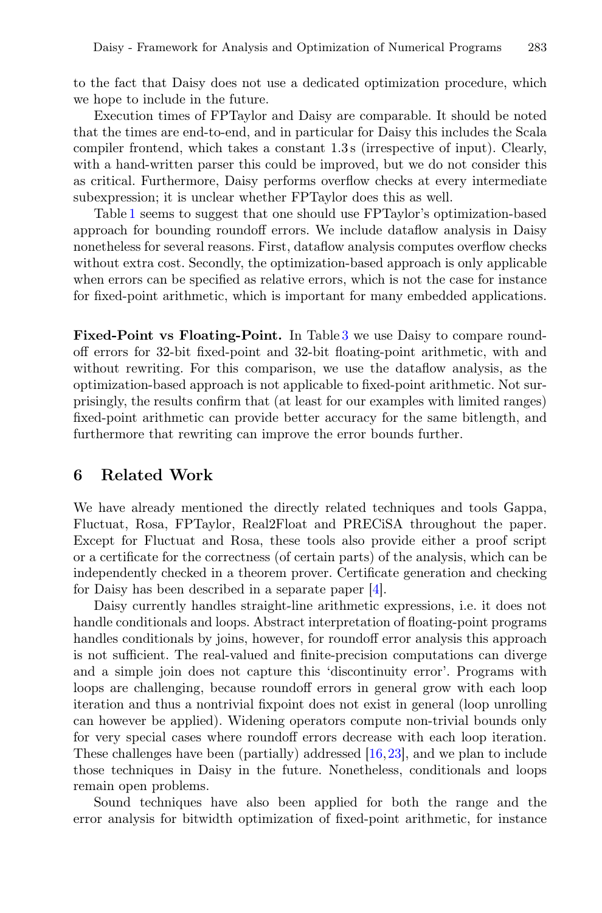to the fact that Daisy does not use a dedicated optimization procedure, which we hope to include in the future.

Execution times of FPTaylor and Daisy are comparable. It should be noted that the times are end-to-end, and in particular for Daisy this includes the Scala compiler frontend, which takes a constant 1.3 s (irrespective of input). Clearly, with a hand-written parser this could be improved, but we do not consider this as critical. Furthermore, Daisy performs overflow checks at every intermediate subexpression; it is unclear whether FPTaylor does this as well.

Table 1 seems to suggest that one should use FPTaylor's optimization-based approach for bounding roundoff errors. We include dataflow analysis in Daisy nonetheless for several reasons. First, dataflow analysis computes overflow checks without extra cost. Secondly, the optimization-based approach is only applicable when errors can be specified as relative errors, which is not the case for instance for fixed-point arithmetic, which is important for many embedded applications.

**Fixed-Point vs Floating-Point.** In Table 3 we use Daisy to compare roundoff errors for 32-bit fixed-point and 32-bit floating-point arithmetic, with and without rewriting. For this comparison, we use the dataflow analysis, as the optimization-based approach is not applicable to fixed-point arithmetic. Not surprisingly, the results confirm that (at least for our examples with limited ranges) fixed-point arithmetic can provide better accuracy for the same bitlength, and furthermore that rewriting can improve the error bounds further.

## 6 Related Work

We have already mentioned the directly related techniques and tools Gappa, Fluctuat, Rosa, FPTaylor, Real2Float and PRECiSA throughout the paper. Except for Fluctuat and Rosa, these tools also provide either a proof script or a certificate for the correctness (of certain parts) of the analysis, which can be independently checked in a theorem prover. Certificate generation and checking for Daisy has been described in a separate paper [4].

Daisy currently handles straight-line arithmetic expressions, i.e. it does not handle conditionals and loops. Abstract interpretation of floating-point programs handles conditionals by joins, however, for roundoff error analysis this approach is not sufficient. The real-valued and finite-precision computations can diverge and a simple join does not capture this 'discontinuity error'. Programs with loops are challenging, because roundoff errors in general grow with each loop iteration and thus a nontrivial fixpoint does not exist in general (loop unrolling can however be applied). Widening operators compute non-trivial bounds only for very special cases where roundoff errors decrease with each loop iteration. These challenges have been (partially) addressed [16,23], and we plan to include those techniques in Daisy in the future. Nonetheless, conditionals and loops remain open problems.

Sound techniques have also been applied for both the range and the error analysis for bitwidth optimization of fixed-point arithmetic, for instance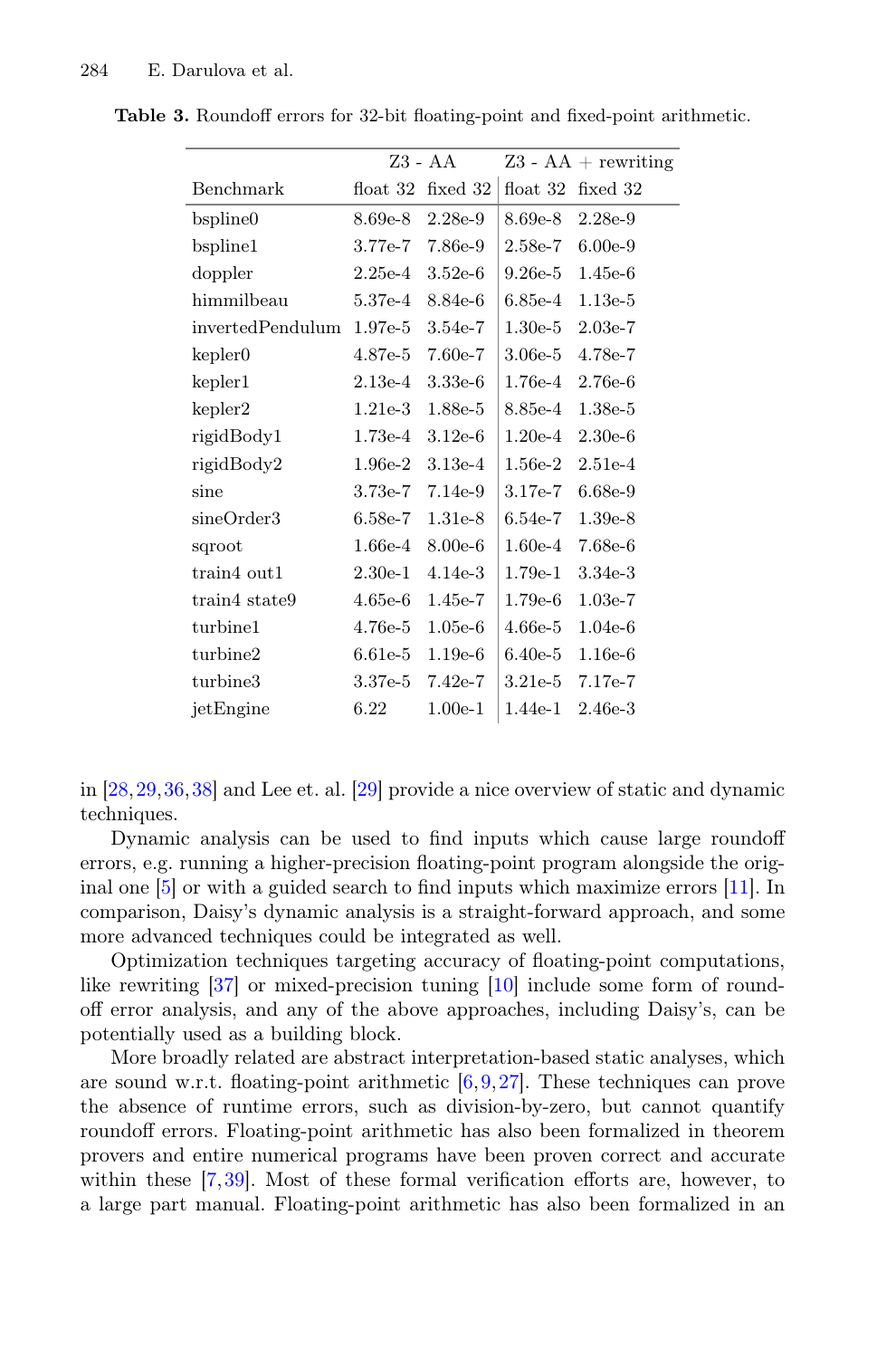**Table 3.** Roundoff errors for 32-bit floating-point and fixed-point arithmetic.

| | Z3 - AA | | Z3 - AA + rewriting | |
|---|---|---|---|---|
| Benchmark | float 32 | fixed 32 | float 32 | fixed 32 |
| bspline0 | 8.69e-8 | 2.28e-9 | 8.69e-8 | 2.28e-9 |
| bspline1 | 3.77e-7 | 7.86e-9 | 2.58e-7 | 6.00e-9 |
| doppler | 2.25e-4 | 3.52e-6 | 9.26e-5 | 1.45e-6 |
| himmilbeau | 5.37e-4 | 8.84e-6 | 6.85e-4 | 1.13e-5 |
| invertedPendulum | 1.97e-5 | 3.54e-7 | 1.30e-5 | 2.03e-7 |
| kepler0 | 4.87e-5 | 7.60e-7 | 3.06e-5 | 4.78e-7 |
| kepler1 | 2.13e-4 | 3.33e-6 | 1.76e-4 | 2.76e-6 |
| kepler2 | 1.21e-3 | 1.88e-5 | 8.85e-4 | 1.38e-5 |
| rigidBody1 | 1.73e-4 | 3.12e-6 | 1.20e-4 | 2.30e-6 |
| rigidBody2 | 1.96e-2 | 3.13e-4 | 1.56e-2 | 2.51e-4 |
| sine | 3.73e-7 | 7.14e-9 | 3.17e-7 | 6.68e-9 |
| sineOrder3 | 6.58e-7 | 1.31e-8 | 6.54e-7 | 1.39e-8 |
| sqroot | 1.66e-4 | 8.00e-6 | 1.60e-4 | 7.68e-6 |
| train4 out1 | 2.30e-1 | 4.14e-3 | 1.79e-1 | 3.34e-3 |
| train4 state9 | 4.65e-6 | 1.45e-7 | 1.79e-6 | 1.03e-7 |
| turbine1 | 4.76e-5 | 1.05e-6 | 4.66e-5 | 1.04e-6 |
| turbine2 | 6.61e-5 | 1.19e-6 | 6.40e-5 | 1.16e-6 |
| turbine3 | 3.37e-5 | 7.42e-7 | 3.21e-5 | 7.17e-7 |
| jetEngine | 6.22 | 1.00e-1 | 1.44e-1 | 2.46e-3 |

in [28,29,36,38] and Lee et. al. [29] provide a nice overview of static and dynamic techniques.

Dynamic analysis can be used to find inputs which cause large roundoff errors, e.g. running a higher-precision floating-point program alongside the original one [5] or with a guided search to find inputs which maximize errors [11]. In comparison, Daisy's dynamic analysis is a straight-forward approach, and some more advanced techniques could be integrated as well.

Optimization techniques targeting accuracy of floating-point computations, like rewriting [37] or mixed-precision tuning [10] include some form of roundoff error analysis, and any of the above approaches, including Daisy's, can be potentially used as a building block.

More broadly related are abstract interpretation-based static analyses, which are sound w.r.t. floating-point arithmetic [6,9,27]. These techniques can prove the absence of runtime errors, such as division-by-zero, but cannot quantify roundoff errors. Floating-point arithmetic has also been formalized in theorem provers and entire numerical programs have been proven correct and accurate within these [7,39]. Most of these formal verification efforts are, however, to a large part manual. Floating-point arithmetic has also been formalized in an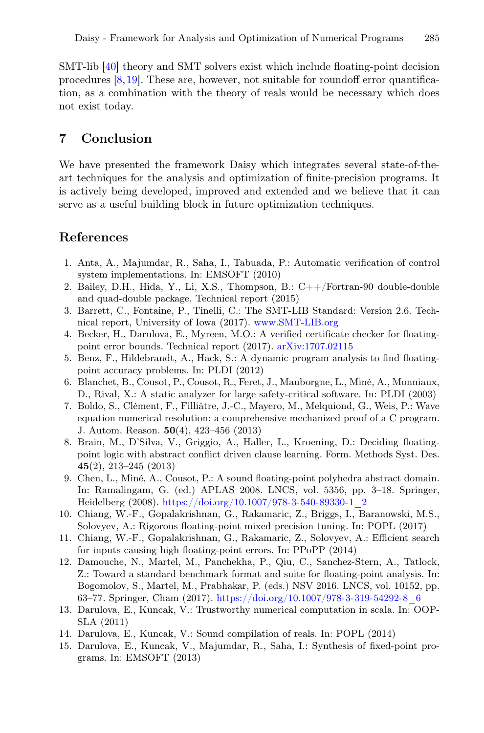SMT-lib [40] theory and SMT solvers exist which include floating-point decision procedures [8,19]. These are, however, not suitable for roundoff error quantification, as a combination with the theory of reals would be necessary which does not exist today.

## 7 Conclusion

We have presented the framework Daisy which integrates several state-of-the-art techniques for the analysis and optimization of finite-precision programs. It is actively being developed, improved and extended and we believe that it can serve as a useful building block in future optimization techniques.

## References

1. Anta, A., Majumdar, R., Saha, I., Tabuada, P.: Automatic verification of control system implementations. In: EMSOFT (2010)
2. Bailey, D.H., Hida, Y., Li, X.S., Thompson, B.: C++/Fortran-90 double-double and quad-double package. Technical report (2015)
3. Barrett, C., Fontaine, P., Tinelli, C.: The SMT-LIB Standard: Version 2.6. Technical report, University of Iowa (2017). www.SMT-LIB.org
4. Becker, H., Darulova, E., Myreen, M.O.: A verified certificate checker for floating-point error bounds. Technical report (2017). arXiv:1707.02115
5. Benz, F., Hildebrandt, A., Hack, S.: A dynamic program analysis to find floating-point accuracy problems. In: PLDI (2012)
6. Blanchet, B., Cousot, P., Cousot, R., Feret, J., Mauborgne, L., Miné, A., Monniaux, D., Rival, X.: A static analyzer for large safety-critical software. In: PLDI (2003)
7. Boldo, S., Clément, F., Filliâtre, J.-C., Mayero, M., Melquiond, G., Weis, P.: Wave equation numerical resolution: a comprehensive mechanized proof of a C program. J. Autom. Reason. **50**(4), 423–456 (2013)
8. Brain, M., D'Silva, V., Griggio, A., Haller, L., Kroening, D.: Deciding floating-point logic with abstract conflict driven clause learning. Form. Methods Syst. Des. **45**(2), 213–245 (2013)
9. Chen, L., Miné, A., Cousot, P.: A sound floating-point polyhedra abstract domain. In: Ramalingam, G. (ed.) APLAS 2008. LNCS, vol. 5356, pp. 3–18. Springer, Heidelberg (2008). https://doi.org/10.1007/978-3-540-89330-1_2
10. Chiang, W.-F., Gopalakrishnan, G., Rakamaric, Z., Briggs, I., Baranowski, M.S., Solovyev, A.: Rigorous floating-point mixed precision tuning. In: POPL (2017)
11. Chiang, W.-F., Gopalakrishnan, G., Rakamaric, Z., Solovyev, A.: Efficient search for inputs causing high floating-point errors. In: PPoPP (2014)
12. Damouche, N., Martel, M., Panchekha, P., Qiu, C., Sanchez-Stern, A., Tatlock, Z.: Toward a standard benchmark format and suite for floating-point analysis. In: Bogomolov, S., Martel, M., Prabhakar, P. (eds.) NSV 2016. LNCS, vol. 10152, pp. 63–77. Springer, Cham (2017). https://doi.org/10.1007/978-3-319-54292-8_6
13. Darulova, E., Kuncak, V.: Trustworthy numerical computation in scala. In: OOPSLA (2011)
14. Darulova, E., Kuncak, V.: Sound compilation of reals. In: POPL (2014)
15. Darulova, E., Kuncak, V., Majumdar, R., Saha, I.: Synthesis of fixed-point programs. In: EMSOFT (2013)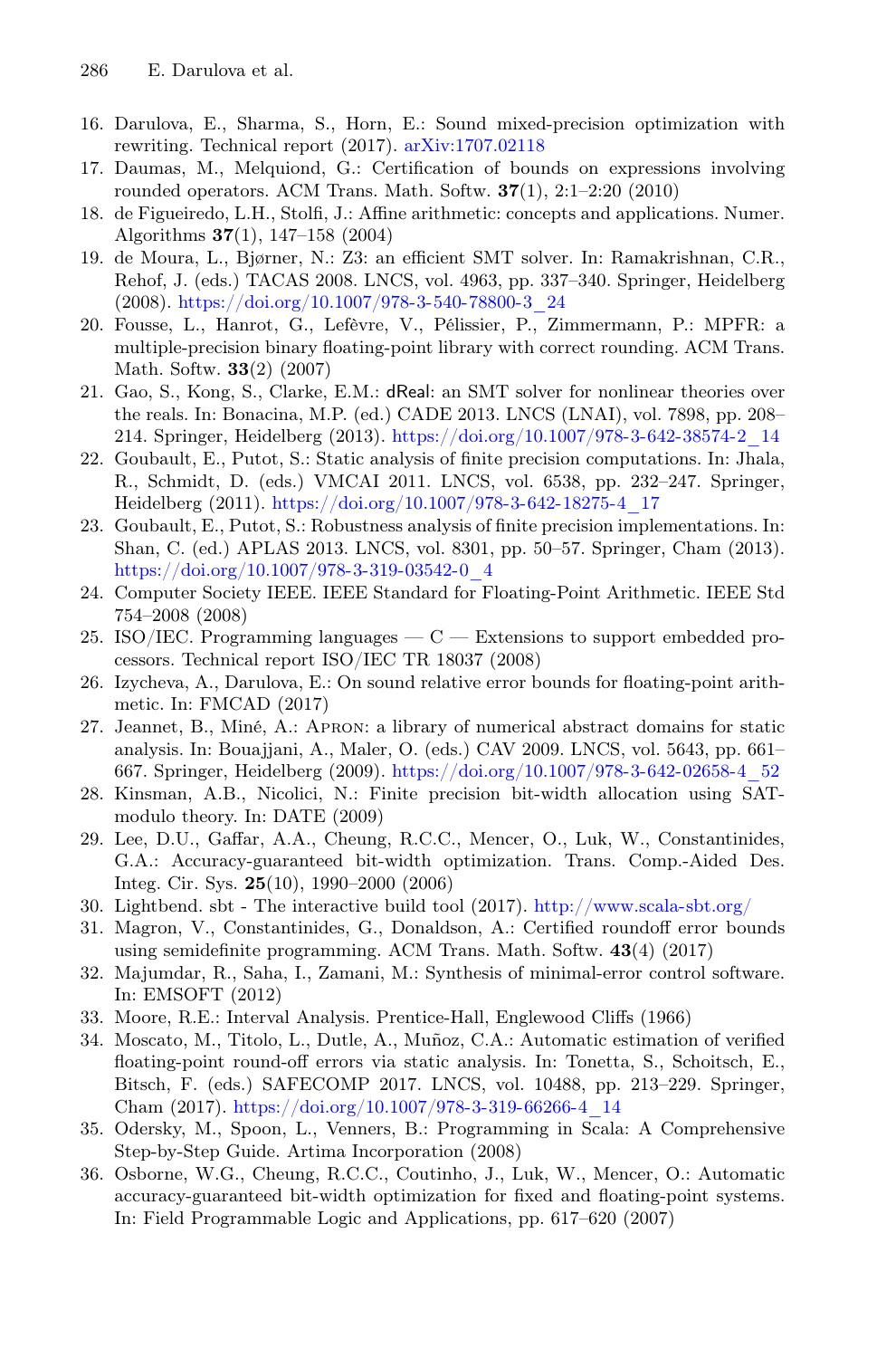16. Darulova, E., Sharma, S., Horn, E.: Sound mixed-precision optimization with rewriting. Technical report (2017). arXiv:1707.02118
17. Daumas, M., Melquiond, G.: Certification of bounds on expressions involving rounded operators. ACM Trans. Math. Softw. **37**(1), 2:1–2:20 (2010)
18. de Figueiredo, L.H., Stolfi, J.: Affine arithmetic: concepts and applications. Numer. Algorithms **37**(1), 147–158 (2004)
19. de Moura, L., Bjørner, N.: Z3: an efficient SMT solver. In: Ramakrishnan, C.R., Rehof, J. (eds.) TACAS 2008. LNCS, vol. 4963, pp. 337–340. Springer, Heidelberg (2008). https://doi.org/10.1007/978-3-540-78800-3_24
20. Fousse, L., Hanrot, G., Lefèvre, V., Pélissier, P., Zimmermann, P.: MPFR: a multiple-precision binary floating-point library with correct rounding. ACM Trans. Math. Softw. **33**(2) (2007)
21. Gao, S., Kong, S., Clarke, E.M.: dReal: an SMT solver for nonlinear theories over the reals. In: Bonacina, M.P. (ed.) CADE 2013. LNCS (LNAI), vol. 7898, pp. 208–214. Springer, Heidelberg (2013). https://doi.org/10.1007/978-3-642-38574-2_14
22. Goubault, E., Putot, S.: Static analysis of finite precision computations. In: Jhala, R., Schmidt, D. (eds.) VMCAI 2011. LNCS, vol. 6538, pp. 232–247. Springer, Heidelberg (2011). https://doi.org/10.1007/978-3-642-18275-4_17
23. Goubault, E., Putot, S.: Robustness analysis of finite precision implementations. In: Shan, C. (ed.) APLAS 2013. LNCS, vol. 8301, pp. 50–57. Springer, Cham (2013). https://doi.org/10.1007/978-3-319-03542-0_4
24. Computer Society IEEE. IEEE Standard for Floating-Point Arithmetic. IEEE Std 754–2008 (2008)
25. ISO/IEC. Programming languages — C — Extensions to support embedded processors. Technical report ISO/IEC TR 18037 (2008)
26. Izycheva, A., Darulova, E.: On sound relative error bounds for floating-point arithmetic. In: FMCAD (2017)
27. Jeannet, B., Miné, A.: Apron: a library of numerical abstract domains for static analysis. In: Bouajjani, A., Maler, O. (eds.) CAV 2009. LNCS, vol. 5643, pp. 661–667. Springer, Heidelberg (2009). https://doi.org/10.1007/978-3-642-02658-4_52
28. Kinsman, A.B., Nicolici, N.: Finite precision bit-width allocation using SAT-modulo theory. In: DATE (2009)
29. Lee, D.U., Gaffar, A.A., Cheung, R.C.C., Mencer, O., Luk, W., Constantinides, G.A.: Accuracy-guaranteed bit-width optimization. Trans. Comp.-Aided Des. Integ. Cir. Sys. **25**(10), 1990–2000 (2006)
30. Lightbend. sbt - The interactive build tool (2017). http://www.scala-sbt.org/
31. Magron, V., Constantinides, G., Donaldson, A.: Certified roundoff error bounds using semidefinite programming. ACM Trans. Math. Softw. **43**(4) (2017)
32. Majumdar, R., Saha, I., Zamani, M.: Synthesis of minimal-error control software. In: EMSOFT (2012)
33. Moore, R.E.: Interval Analysis. Prentice-Hall, Englewood Cliffs (1966)
34. Moscato, M., Titolo, L., Dutle, A., Muñoz, C.A.: Automatic estimation of verified floating-point round-off errors via static analysis. In: Tonetta, S., Schoitsch, E., Bitsch, F. (eds.) SAFECOMP 2017. LNCS, vol. 10488, pp. 213–229. Springer, Cham (2017). https://doi.org/10.1007/978-3-319-66266-4_14
35. Odersky, M., Spoon, L., Venners, B.: Programming in Scala: A Comprehensive Step-by-Step Guide. Artima Incorporation (2008)
36. Osborne, W.G., Cheung, R.C.C., Coutinho, J., Luk, W., Mencer, O.: Automatic accuracy-guaranteed bit-width optimization for fixed and floating-point systems. In: Field Programmable Logic and Applications, pp. 617–620 (2007)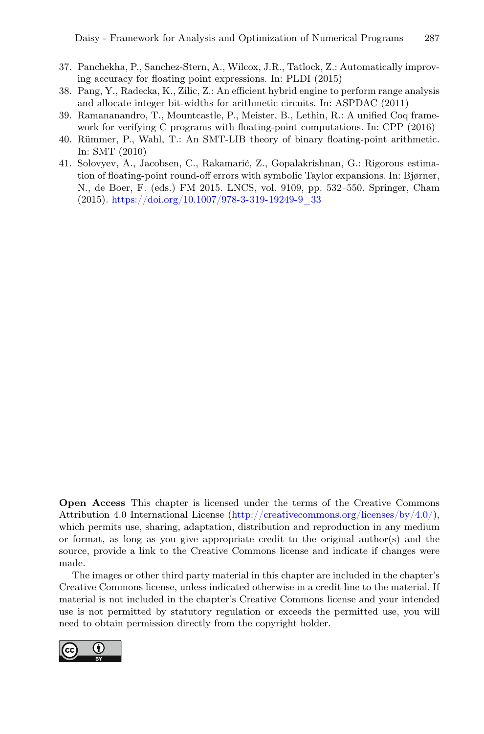37. Panchekha, P., Sanchez-Stern, A., Wilcox, J.R., Tatlock, Z.: Automatically improving accuracy for floating point expressions. In: PLDI (2015)
38. Pang, Y., Radecka, K., Zilic, Z.: An efficient hybrid engine to perform range analysis and allocate integer bit-widths for arithmetic circuits. In: ASPDAC (2011)
39. Ramananandro, T., Mountcastle, P., Meister, B., Lethin, R.: A unified Coq framework for verifying C programs with floating-point computations. In: CPP (2016)
40. Rümmer, P., Wahl, T.: An SMT-LIB theory of binary floating-point arithmetic. In: SMT (2010)
41. Solovyev, A., Jacobsen, C., Rakamarić, Z., Gopalakrishnan, G.: Rigorous estimation of floating-point round-off errors with symbolic Taylor expansions. In: Bjørner, N., de Boer, F. (eds.) FM 2015. LNCS, vol. 9109, pp. 532–550. Springer, Cham (2015). https://doi.org/10.1007/978-3-319-19249-9_33

**Open Access** This chapter is licensed under the terms of the Creative Commons Attribution 4.0 International License (http://creativecommons.org/licenses/by/4.0/), which permits use, sharing, adaptation, distribution and reproduction in any medium or format, as long as you give appropriate credit to the original author(s) and the source, provide a link to the Creative Commons license and indicate if changes were made.

The images or other third party material in this chapter are included in the chapter's Creative Commons license, unless indicated otherwise in a credit line to the material. If material is not included in the chapter's Creative Commons license and your intended use is not permitted by statutory regulation or exceeds the permitted use, you will need to obtain permission directly from the copyright holder.